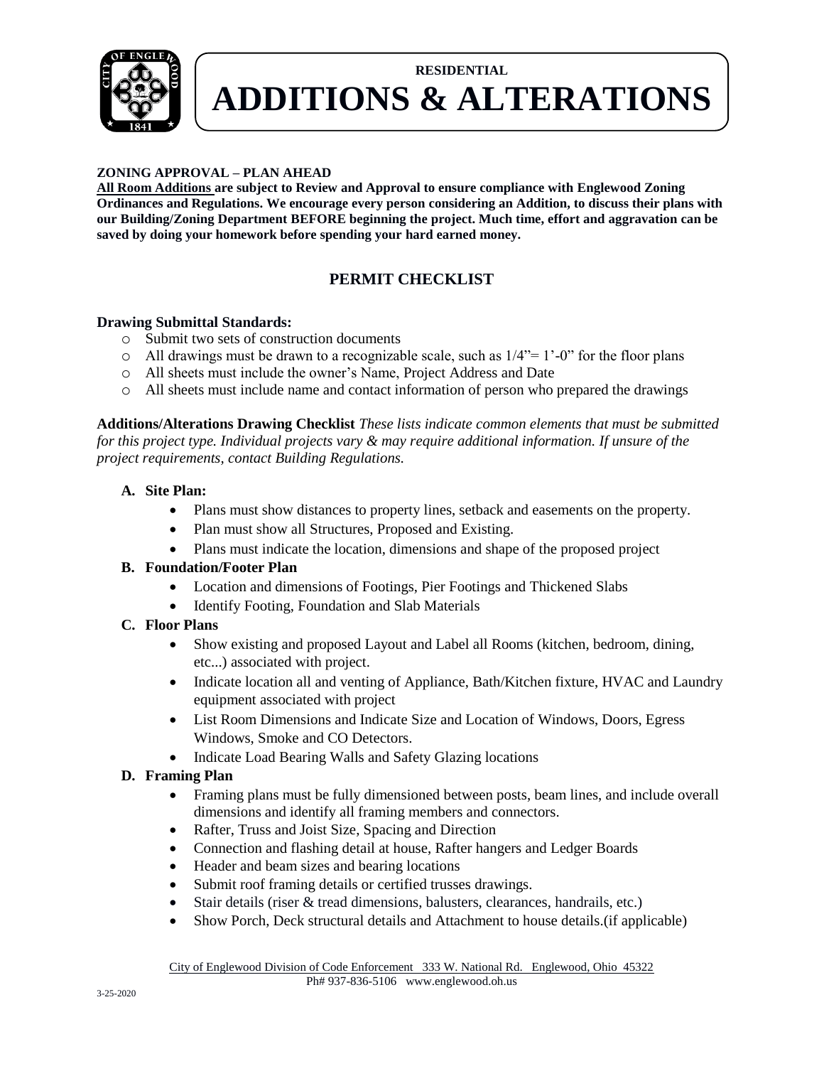RESIDENTIAL

# ADDITIONS & ALTERATIONS

**ZONING APPROVAL – PLAN AHEAD**

**<u>All Room Additions</u> are subject to Review and Approval to ensure compliance with Englewood Zoning Ordinances and Regulations. We encourage every person considering an Addition, to discuss their plans with our Building/Zoning Department BEFORE beginning the project. Much time, effort and aggravation can be saved by doing your homework before spending your hard earned money.**

## PERMIT CHECKLIST

**Drawing Submittal Standards:**

- Submit two sets of construction documents
- All drawings must be drawn to a recognizable scale, such as 1/4"= 1'-0" for the floor plans
- All sheets must include the owner's Name, Project Address and Date
- All sheets must include name and contact information of person who prepared the drawings

**Additions/Alterations Drawing Checklist** *These lists indicate common elements that must be submitted for this project type. Individual projects vary & may require additional information. If unsure of the project requirements, contact Building Regulations.*

**A. Site Plan:**

- Plans must show distances to property lines, setback and easements on the property.
- Plan must show all Structures, Proposed and Existing.
- Plans must indicate the location, dimensions and shape of the proposed project

**B. Foundation/Footer Plan**

- Location and dimensions of Footings, Pier Footings and Thickened Slabs
- Identify Footing, Foundation and Slab Materials

**C. Floor Plans**

- Show existing and proposed Layout and Label all Rooms (kitchen, bedroom, dining, etc...) associated with project.
- Indicate location all and venting of Appliance, Bath/Kitchen fixture, HVAC and Laundry equipment associated with project
- List Room Dimensions and Indicate Size and Location of Windows, Doors, Egress Windows, Smoke and CO Detectors.
- Indicate Load Bearing Walls and Safety Glazing locations

**D. Framing Plan**

- Framing plans must be fully dimensioned between posts, beam lines, and include overall dimensions and identify all framing members and connectors.
- Rafter, Truss and Joist Size, Spacing and Direction
- Connection and flashing detail at house, Rafter hangers and Ledger Boards
- Header and beam sizes and bearing locations
- Submit roof framing details or certified trusses drawings.
- Stair details (riser & tread dimensions, balusters, clearances, handrails, etc.)
- Show Porch, Deck structural details and Attachment to house details.(if applicable)

City of Englewood Division of Code Enforcement 333 W. National Rd. Englewood, Ohio 45322
Ph# 937-836-5106 www.englewood.oh.us

3-25-2020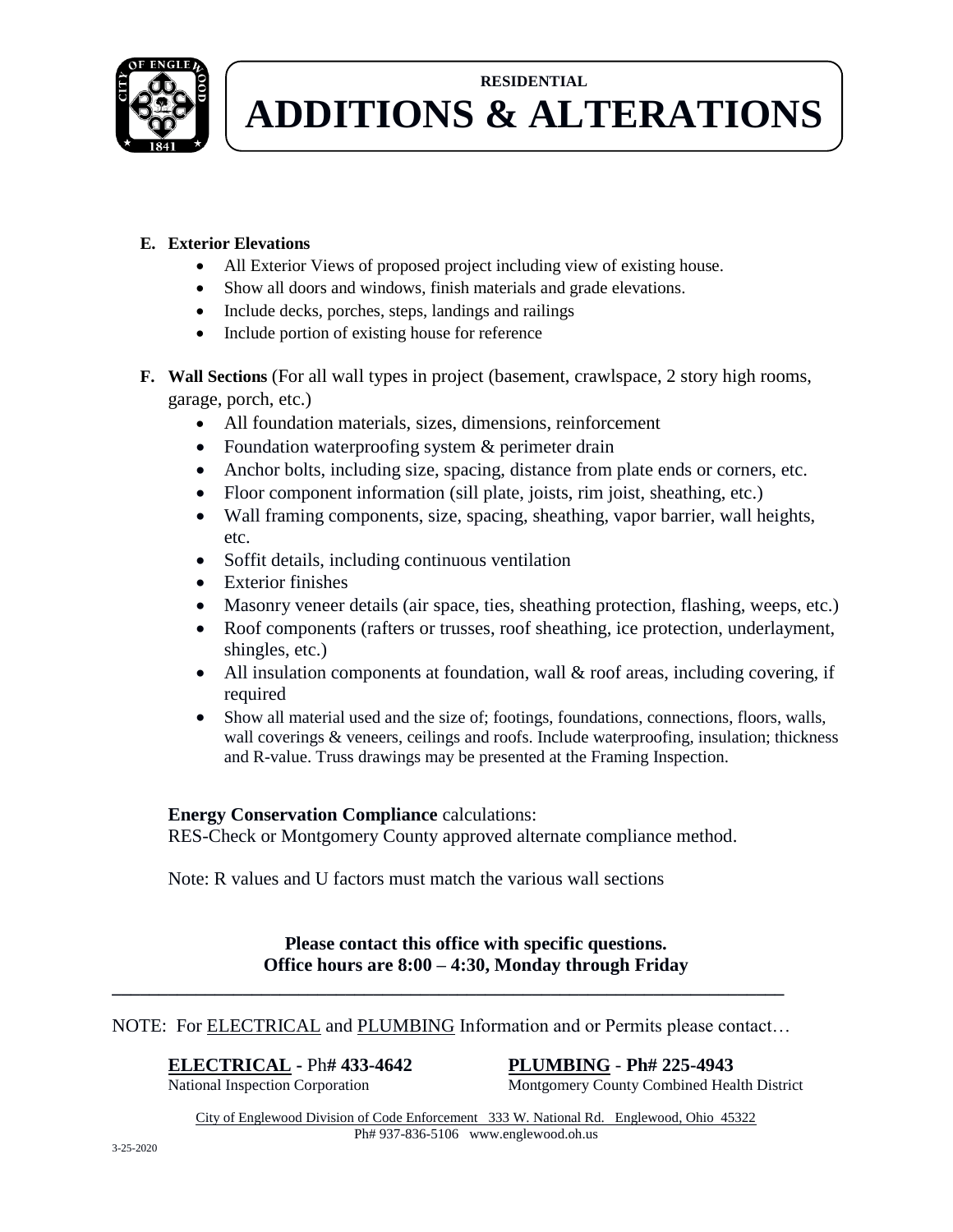**E. Exterior Elevations**

- All Exterior Views of proposed project including view of existing house.
- Show all doors and windows, finish materials and grade elevations.
- Include decks, porches, steps, landings and railings
- Include portion of existing house for reference

**F. Wall Sections** (For all wall types in project (basement, crawlspace, 2 story high rooms, garage, porch, etc.)

- All foundation materials, sizes, dimensions, reinforcement
- Foundation waterproofing system & perimeter drain
- Anchor bolts, including size, spacing, distance from plate ends or corners, etc.
- Floor component information (sill plate, joists, rim joist, sheathing, etc.)
- Wall framing components, size, spacing, sheathing, vapor barrier, wall heights, etc.
- Soffit details, including continuous ventilation
- Exterior finishes
- Masonry veneer details (air space, ties, sheathing protection, flashing, weeps, etc.)
- Roof components (rafters or trusses, roof sheathing, ice protection, underlayment, shingles, etc.)
- All insulation components at foundation, wall & roof areas, including covering, if required
- Show all material used and the size of; footings, foundations, connections, floors, walls, wall coverings & veneers, ceilings and roofs. Include waterproofing, insulation; thickness and R-value. Truss drawings may be presented at the Framing Inspection.

**Energy Conservation Compliance** calculations:
RES-Check or Montgomery County approved alternate compliance method.

Note: R values and U factors must match the various wall sections

**Please contact this office with specific questions.**
**Office hours are 8:00 – 4:30, Monday through Friday**

---

NOTE: For ELECTRICAL and PLUMBING Information and or Permits please contact…

**ELECTRICAL** - Ph**# 433-4642**
National Inspection Corporation

**PLUMBING - Ph# 225-4943**
Montgomery County Combined Health District

City of Englewood Division of Code Enforcement 333 W. National Rd. Englewood, Ohio 45322
Ph# 937-836-5106 www.englewood.oh.us

3-25-2020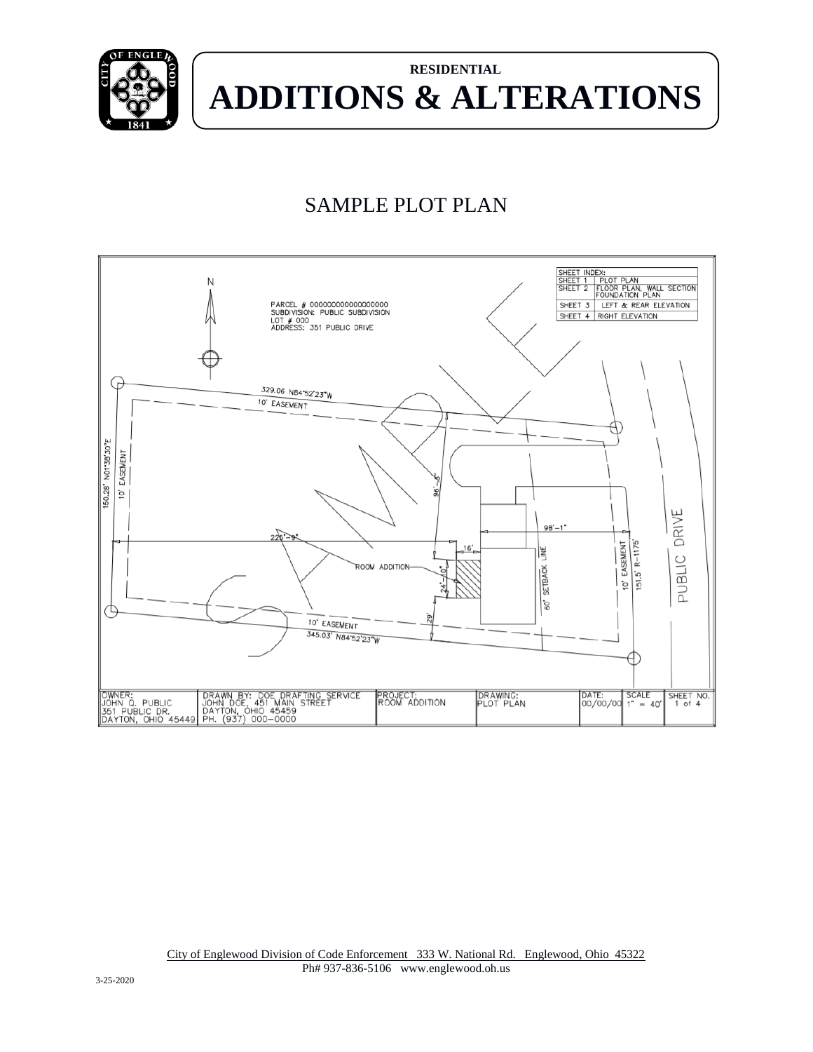RESIDENTIAL

# ADDITIONS & ALTERATIONS

## SAMPLE PLOT PLAN

SHEET INDEX:

| | |
|---|---|
| SHEET 1 | PLOT PLAN |
| SHEET 2 | FLOOR PLAN, WALL SECTION FOUNDATION PLAN |
| SHEET 3 | LEFT & REAR ELEVATION |
| SHEET 4 | RIGHT ELEVATION |

PARCEL # 000000000000000000
SUBDIVISION: PUBLIC SUBDIVISION
LOT # 000
ADDRESS: 351 PUBLIC DRIVE

N

329.06 N84°52'23"W
10' EASEMENT
150.28' N01°38'30"E
10' EASEMENT
96'-3"
98'-1"
225'-9"
16'
ROOM ADDITION
24'-10"
29'
60' SETBACK LINE
10' EASEMENT
151.5' R-1175'
PUBLIC DRIVE
10' EASEMENT
345.03' N84°52'23"W

SAMPLE

| OWNER: | DRAWN BY: DOE DRAFTING SERVICE | PROJECT: | DRAWING: | DATE: | SCALE | SHEET NO. |
|---|---|---|---|---|---|---|
| JOHN Q. PUBLIC<br>351 PUBLIC DR.<br>DAYTON, OHIO 45449 | JOHN DOE, 451 MAIN STREET<br>DAYTON, OHIO 45459<br>PH. (937) 000-0000 | ROOM ADDITION | PLOT PLAN | 00/00/00 | 1" = 40' | 1 of 4 |

City of Englewood Division of Code Enforcement 333 W. National Rd. Englewood, Ohio 45322
Ph# 937-836-5106 www.englewood.oh.us

3-25-2020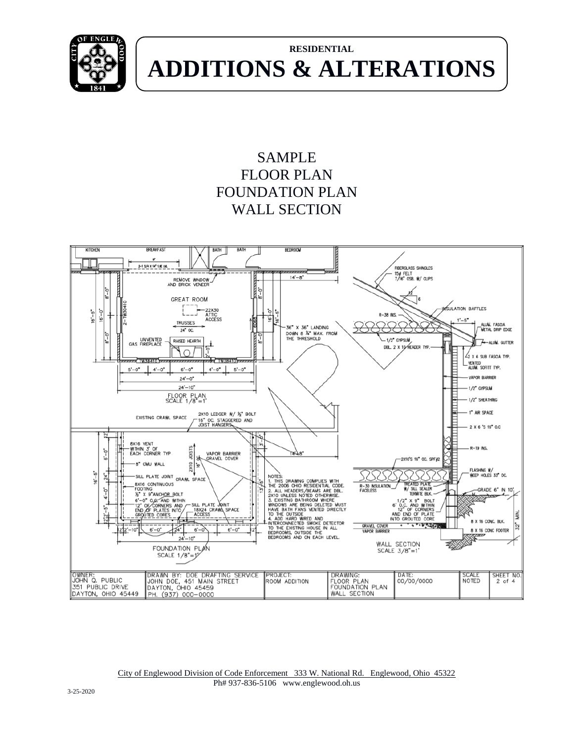# RESIDENTIAL ADDITIONS & ALTERATIONS

## SAMPLE
## FLOOR PLAN
## FOUNDATION PLAN
## WALL SECTION

KITCHEN BREAKFAST BATH BATH BEDROOM

9'
2-1 3/4 X 14" 1.8E LVL

REMOVE WINDOW AND BRICK VENEER

14'-8"

GREAT ROOM

22X30 ATTIC ACCESS

TRUSSES 24" OC.

2-TW30410

6068

36" X 36" LANDING DOWN 8 ¼" MAX. FROM THE THRESHOLD

UNVENTED GAS FIREPLACE

RAISED HEARTH

TW38410 TW38410

5'-0" 4'-0" 6'-0" 4'-0" 5'-0"

24'-0"

24'-10"

8'-0" 16'-0" 8'-0" 16'-5" 16'-0" 16'-5"

FLOOR PLAN
SCALE 1/8"=1'

FIBERGLASS SHINGLES
15# FELT
7/16" OSB. W/ CLIPS

12 / 6

INSULATION BAFFLES

R-38 INS.

1'-5"

ALUM. FASCIA
METAL DRIP EDGE

1/2" GYPSUM

DBL. 2 X 10 HEADER TYP.

ALUM. GUTTER

2 X 6 SUB FASCIA TYP.

VENTED ALUM. SOFFIT TYP.

VAPOR BARRIER

1/2" GYPSUM

1/2" SHEATHING

1" AIR SPACE

2 X 6 'S 16" O.C

R-19 INS.

2X10'S 16" OC. SPF#2

FLASHING W/ WEEP HOLES 33" OC.

R-30 INSULATION FACELESS

TREATED PLATE W/ SILL SEALER TERMITE BLK.

GRADE 6" IN 10'

1/2" X 9" BOLT 6' O.C. AND WITHIN 12" OF CORNERS AND END OF PLATE INTO GROUTED CORE

8 X 16 CONC. BLK.

32" MIN.

GRAVEL COVER
VAPOR BARRIER

8 X 16 CONC FOOTER

WALL SECTION
SCALE 3/8"=1'

EXISTING CRAWL SPACE

2X10 LEDGER W/ ½" BOLT 16" OC. STAGGERED AND JOIST HANGERS

8X16 VENT WITHIN 3' OF EACH CORNER TYP

2X10 JOISTS 16" OC

VAPOR BARRIER GRAVEL COVER

8" CMU WALL

SILL PLATE JOINT

CRAWL SPACE

8X16 CONTINUOUS FOOTING

½" X 9" ANCHOR BOLT 6'-0" O.C. AND WITHIN 12" OF CORNERS AND END OF PLATES INTO GROUTED CORES

SILL PLATE JOINT

18X24 CRAWL SPACE ACCESS

14'-8"

3'-0" 13'-5"

12' 6'-0" 24" 4'-0" 2'2"-5" 16'-5"

2' 2'-10" 6'-0" 24" 6'-0" 6'-0" 2'

24'-10"

FOUNDATION PLAN
SCALE 1/8"=1'

NOTES:
1. THIS DRAWING COMPLIES WITH THE 2006 OHIO RESIDENTIAL CODE.
2. ALL HEADERS/BEAMS ARE DBL. 2X10 UNLESS NOTED OTHERWISE.
3. EXISTING BATHROOM WHERE WINDOWS ARE BEING DELETED MUST HAVE BATH FANS VENTED DIRECTLY TO THE OUTSIDE
4. ADD HARD WIRED AND INTERCONNECTED SMOKE DETECTOR TO THE EXISTING HOUSE IN ALL BEDROOMS, OUTSIDE THE BEDROOMS AND ON EACH LEVEL.

| OWNER: JOHN Q. PUBLIC 351 PUBLIC DRIVE DAYTON, OHIO 45449 | DRAWN BY: DOE DRAFTING SERVICE JOHN DOE, 451 MAIN STREET DAYTON, OHIO 45459 PH. (937) 000-0000 | PROJECT: ROOM ADDITION | DRAWING: FLOOR PLAN FOUNDATION PLAN WALL SECTION | DATE: 00/00/0000 | SCALE NOTED | SHEET NO. 2 of 4 |
|---|---|---|---|---|---|---|

City of Englewood Division of Code Enforcement 333 W. National Rd. Englewood, Ohio 45322
Ph# 937-836-5106 www.englewood.oh.us

3-25-2020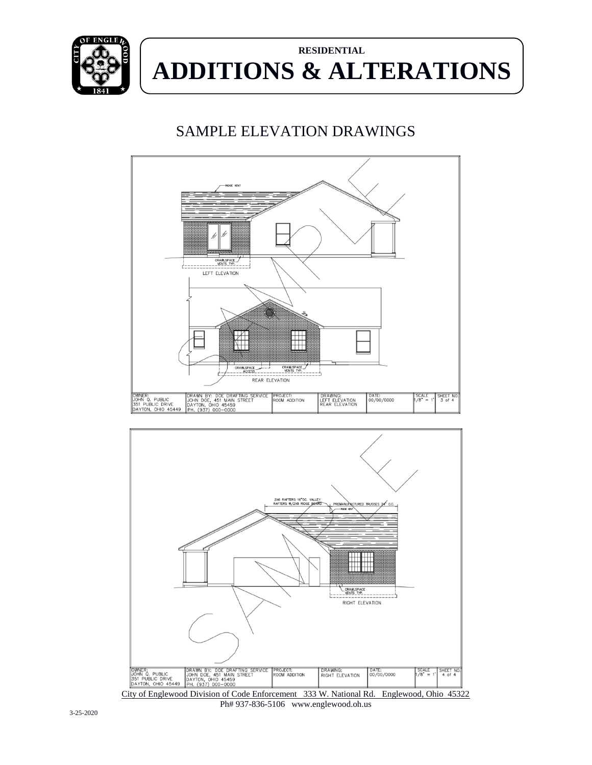RESIDENTIAL

# ADDITIONS & ALTERATIONS

## SAMPLE ELEVATION DRAWINGS

RIDGE VENT

CRAWLSPACE VENTS TYP.

LEFT ELEVATION

CRAWLSPACE ACCESS

CRAWLSPACE VENTS TYP.

REAR ELEVATION

| | | | | | | |
|---|---|---|---|---|---|---|
| OWNER: JOHN Q. PUBLIC 351 PUBLIC DRIVE DAYTON, OHIO 45449 | DRAWN BY: DOE DRAFTING SERVICE JOHN DOE, 451 MAIN STREET DAYTON, OHIO 45459 PH. (937) 000-0000 | PROJECT: ROOM ADDITION | DRAWING: LEFT ELEVATION REAR ELEVATION | DATE: 00/00/0000 | SCALE 1/8" = 1' | SHEET NO. 3 of 4 |

2X6 RAFTERS 16"OC. VALLEY RAFTERS W/2X8 RIDGE BOARD

PREMANUFACTURED TRUSSES 24" O.C.

RIDGE VENT

CRAWLSPACE VENTS TYP.

RIGHT ELEVATION

| | | | | | | |
|---|---|---|---|---|---|---|
| OWNER: JOHN Q. PUBLIC 351 PUBLIC DRIVE DAYTON, OHIO 45449 | DRAWN BY: DOE DRAFTING SERVICE JOHN DOE, 451 MAIN STREET DAYTON, OHIO 45459 PH. (937) 000-0000 | PROJECT: ROOM ADDITION | DRAWING: RIGHT ELEVATION | DATE: 00/00/0000 | SCALE 1/8" = 1' | SHEET NO. 4 of 4 |

City of Englewood Division of Code Enforcement 333 W. National Rd. Englewood, Ohio 45322
Ph# 937-836-5106 www.englewood.oh.us

3-25-2020